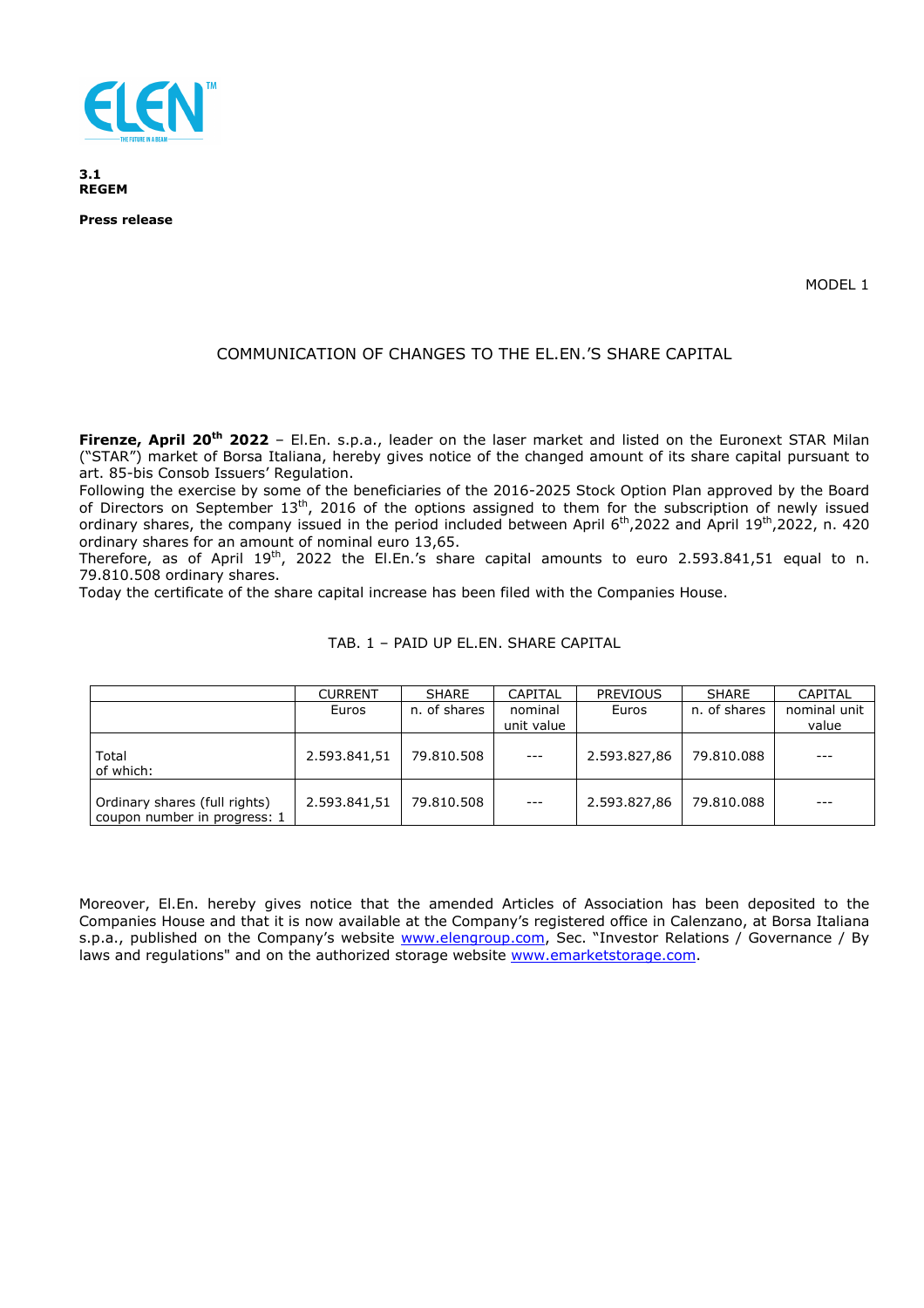**3.1**
**REGEM**

**Press release**

MODEL 1

# COMMUNICATION OF CHANGES TO THE EL.EN.'S SHARE CAPITAL

**Firenze, April 20th 2022** – El.En. s.p.a., leader on the laser market and listed on the Euronext STAR Milan ("STAR") market of Borsa Italiana, hereby gives notice of the changed amount of its share capital pursuant to art. 85-bis Consob Issuers' Regulation.

Following the exercise by some of the beneficiaries of the 2016-2025 Stock Option Plan approved by the Board of Directors on September 13th, 2016 of the options assigned to them for the subscription of newly issued ordinary shares, the company issued in the period included between April 6th,2022 and April 19th,2022, n. 420 ordinary shares for an amount of nominal euro 13,65.

Therefore, as of April 19th, 2022 the El.En.'s share capital amounts to euro 2.593.841,51 equal to n. 79.810.508 ordinary shares.

Today the certificate of the share capital increase has been filed with the Companies House.

TAB. 1 – PAID UP EL.EN. SHARE CAPITAL

| | CURRENT | SHARE | CAPITAL | PREVIOUS | SHARE | CAPITAL |
|---|---|---|---|---|---|---|
| | Euros | n. of shares | nominal unit value | Euros | n. of shares | nominal unit value |
| Total of which: | 2.593.841,51 | 79.810.508 | --- | 2.593.827,86 | 79.810.088 | --- |
| Ordinary shares (full rights) coupon number in progress: 1 | 2.593.841,51 | 79.810.508 | --- | 2.593.827,86 | 79.810.088 | --- |

Moreover, El.En. hereby gives notice that the amended Articles of Association has been deposited to the Companies House and that it is now available at the Company's registered office in Calenzano, at Borsa Italiana s.p.a., published on the Company's website www.elengroup.com, Sec. "Investor Relations / Governance / By laws and regulations" and on the authorized storage website www.emarketstorage.com.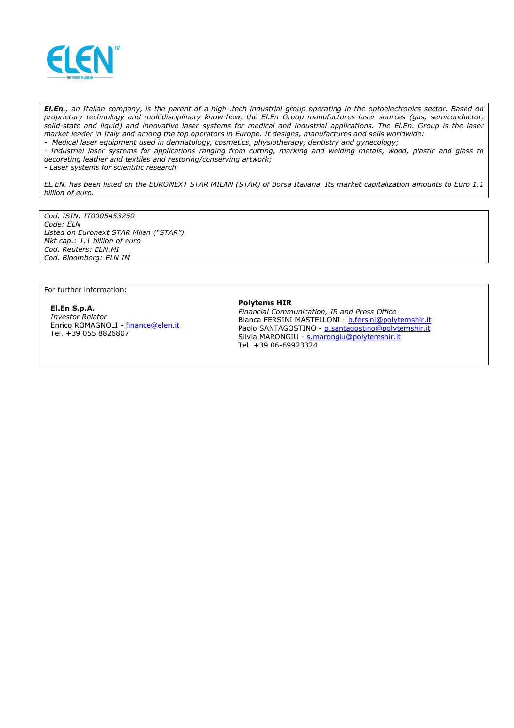***El.En**., an Italian company, is the parent of a high-.tech industrial group operating in the optoelectronics sector. Based on proprietary technology and multidisciplinary know-how, the El.En Group manufactures laser sources (gas, semiconductor, solid-state and liquid) and innovative laser systems for medical and industrial applications. The El.En. Group is the laser market leader in Italy and among the top operators in Europe. It designs, manufactures and sells worldwide:*

*- Medical laser equipment used in dermatology, cosmetics, physiotherapy, dentistry and gynecology;*
*- Industrial laser systems for applications ranging from cutting, marking and welding metals, wood, plastic and glass to decorating leather and textiles and restoring/conserving artwork;*
*- Laser systems for scientific research*

*EL.EN. has been listed on the EURONEXT STAR MILAN (STAR) of Borsa Italiana. Its market capitalization amounts to Euro 1.1 billion of euro.*

*Cod. ISIN: IT0005453250*
*Code: ELN*
*Listed on Euronext STAR Milan ("STAR")*
*Mkt cap.: 1.1 billion of euro*
*Cod. Reuters: ELN.MI*
*Cod. Bloomberg: ELN IM*

For further information:

**El.En S.p.A.**
*Investor Relator*
Enrico ROMAGNOLI - finance@elen.it
Tel. +39 055 8826807

**Polytems HIR**
*Financial Communication, IR and Press Office*
Bianca FERSINI MASTELLONI - b.fersini@polytemshir.it
Paolo SANTAGOSTINO - p.santagostino@polytemshir.it
Silvia MARONGIU - s.marongiu@polytemshir.it
Tel. +39 06-69923324